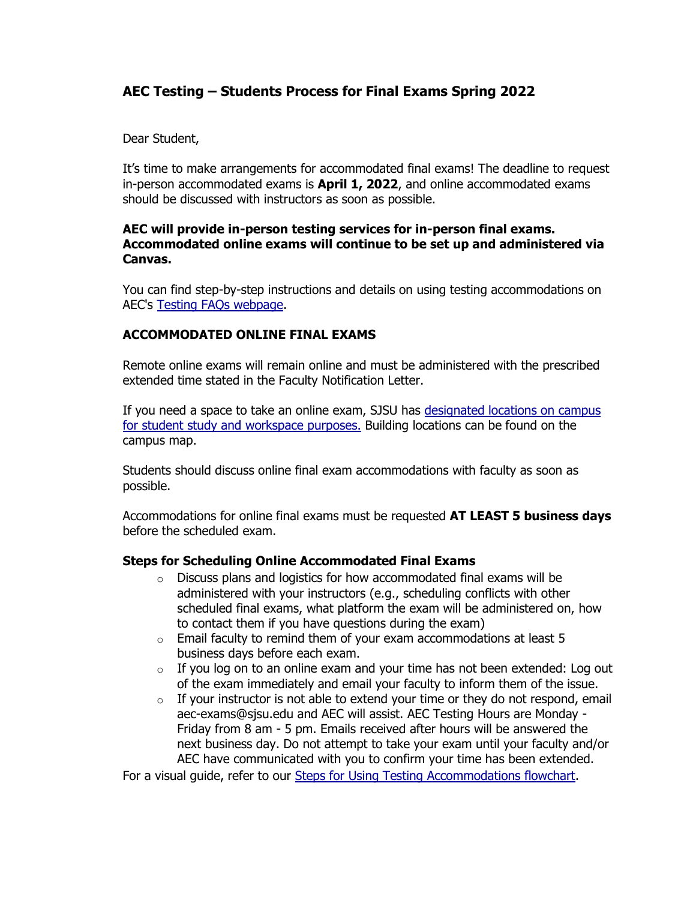## AEC Testing – Students Process for Final Exams Spring 2022

Dear Student,

It's time to make arrangements for accommodated final exams! The deadline to request in-person accommodated exams is **April 1, 2022**, and online accommodated exams should be discussed with instructors as soon as possible.

**AEC will provide in-person testing services for in-person final exams. Accommodated online exams will continue to be set up and administered via Canvas.**

You can find step-by-step instructions and details on using testing accommodations on AEC's [Testing FAQs webpage](Testing FAQs webpage).

### ACCOMMODATED ONLINE FINAL EXAMS

Remote online exams will remain online and must be administered with the prescribed extended time stated in the Faculty Notification Letter.

If you need a space to take an online exam, SJSU has [designated locations on campus for student study and workspace purposes.](designated locations on campus for student study and workspace purposes.) Building locations can be found on the campus map.

Students should discuss online final exam accommodations with faculty as soon as possible.

Accommodations for online final exams must be requested **AT LEAST 5 business days** before the scheduled exam.

#### Steps for Scheduling Online Accommodated Final Exams

- Discuss plans and logistics for how accommodated final exams will be administered with your instructors (e.g., scheduling conflicts with other scheduled final exams, what platform the exam will be administered on, how to contact them if you have questions during the exam)
- Email faculty to remind them of your exam accommodations at least 5 business days before each exam.
- If you log on to an online exam and your time has not been extended: Log out of the exam immediately and email your faculty to inform them of the issue.
- If your instructor is not able to extend your time or they do not respond, email aec-exams@sjsu.edu and AEC will assist. AEC Testing Hours are Monday - Friday from 8 am - 5 pm. Emails received after hours will be answered the next business day. Do not attempt to take your exam until your faculty and/or AEC have communicated with you to confirm your time has been extended.

For a visual guide, refer to our [Steps for Using Testing Accommodations flowchart](Steps for Using Testing Accommodations flowchart).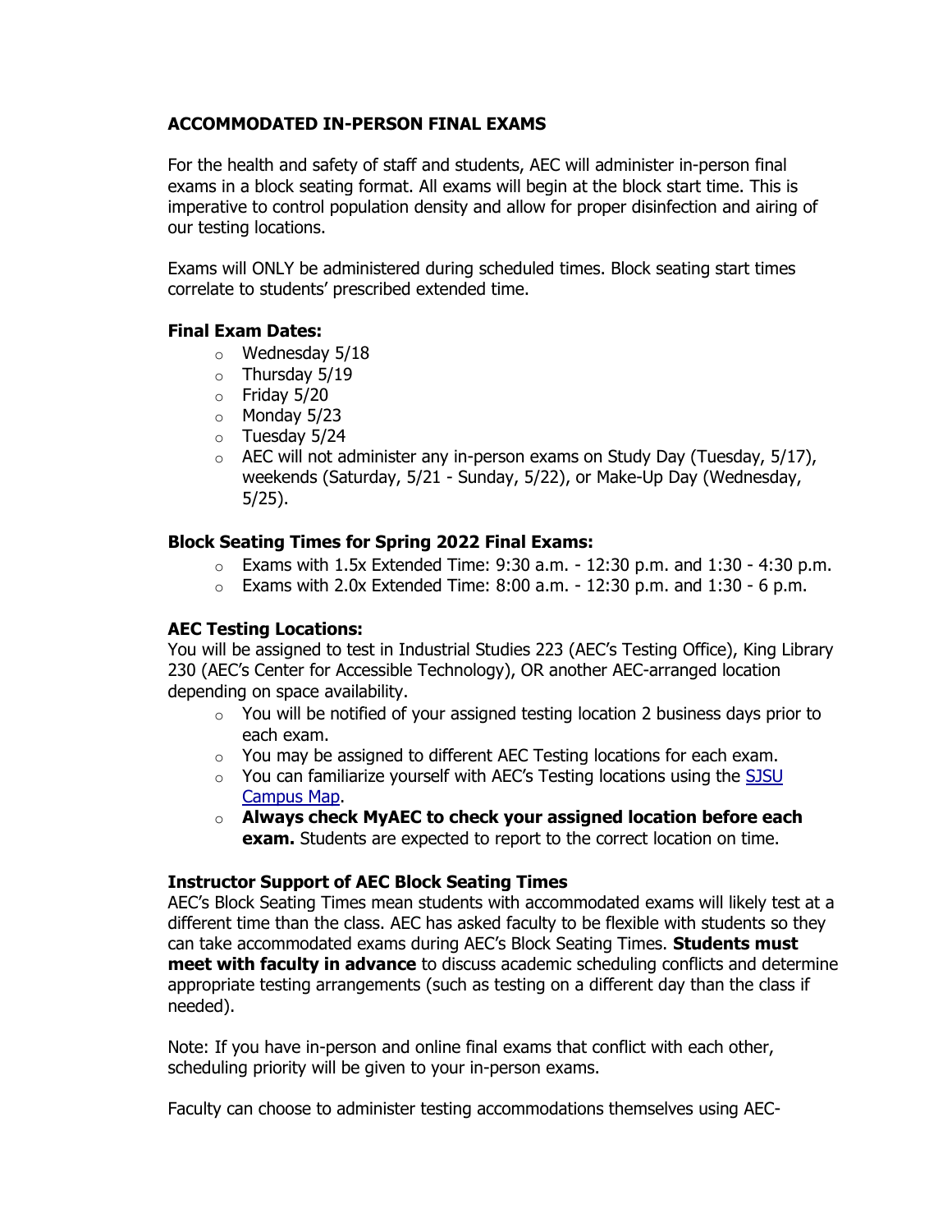## ACCOMMODATED IN-PERSON FINAL EXAMS

For the health and safety of staff and students, AEC will administer in-person final exams in a block seating format. All exams will begin at the block start time. This is imperative to control population density and allow for proper disinfection and airing of our testing locations.

Exams will ONLY be administered during scheduled times. Block seating start times correlate to students' prescribed extended time.

### Final Exam Dates:

- Wednesday 5/18
- Thursday 5/19
- Friday 5/20
- Monday 5/23
- Tuesday 5/24
- AEC will not administer any in-person exams on Study Day (Tuesday, 5/17), weekends (Saturday, 5/21 - Sunday, 5/22), or Make-Up Day (Wednesday, 5/25).

### Block Seating Times for Spring 2022 Final Exams:

- Exams with 1.5x Extended Time: 9:30 a.m. - 12:30 p.m. and 1:30 - 4:30 p.m.
- Exams with 2.0x Extended Time: 8:00 a.m. - 12:30 p.m. and 1:30 - 6 p.m.

### AEC Testing Locations:

You will be assigned to test in Industrial Studies 223 (AEC's Testing Office), King Library 230 (AEC's Center for Accessible Technology), OR another AEC-arranged location depending on space availability.

- You will be notified of your assigned testing location 2 business days prior to each exam.
- You may be assigned to different AEC Testing locations for each exam.
- You can familiarize yourself with AEC's Testing locations using the [SJSU Campus Map](#).
- **Always check MyAEC to check your assigned location before each exam.** Students are expected to report to the correct location on time.

### Instructor Support of AEC Block Seating Times

AEC's Block Seating Times mean students with accommodated exams will likely test at a different time than the class. AEC has asked faculty to be flexible with students so they can take accommodated exams during AEC's Block Seating Times. **Students must meet with faculty in advance** to discuss academic scheduling conflicts and determine appropriate testing arrangements (such as testing on a different day than the class if needed).

Note: If you have in-person and online final exams that conflict with each other, scheduling priority will be given to your in-person exams.

Faculty can choose to administer testing accommodations themselves using AEC-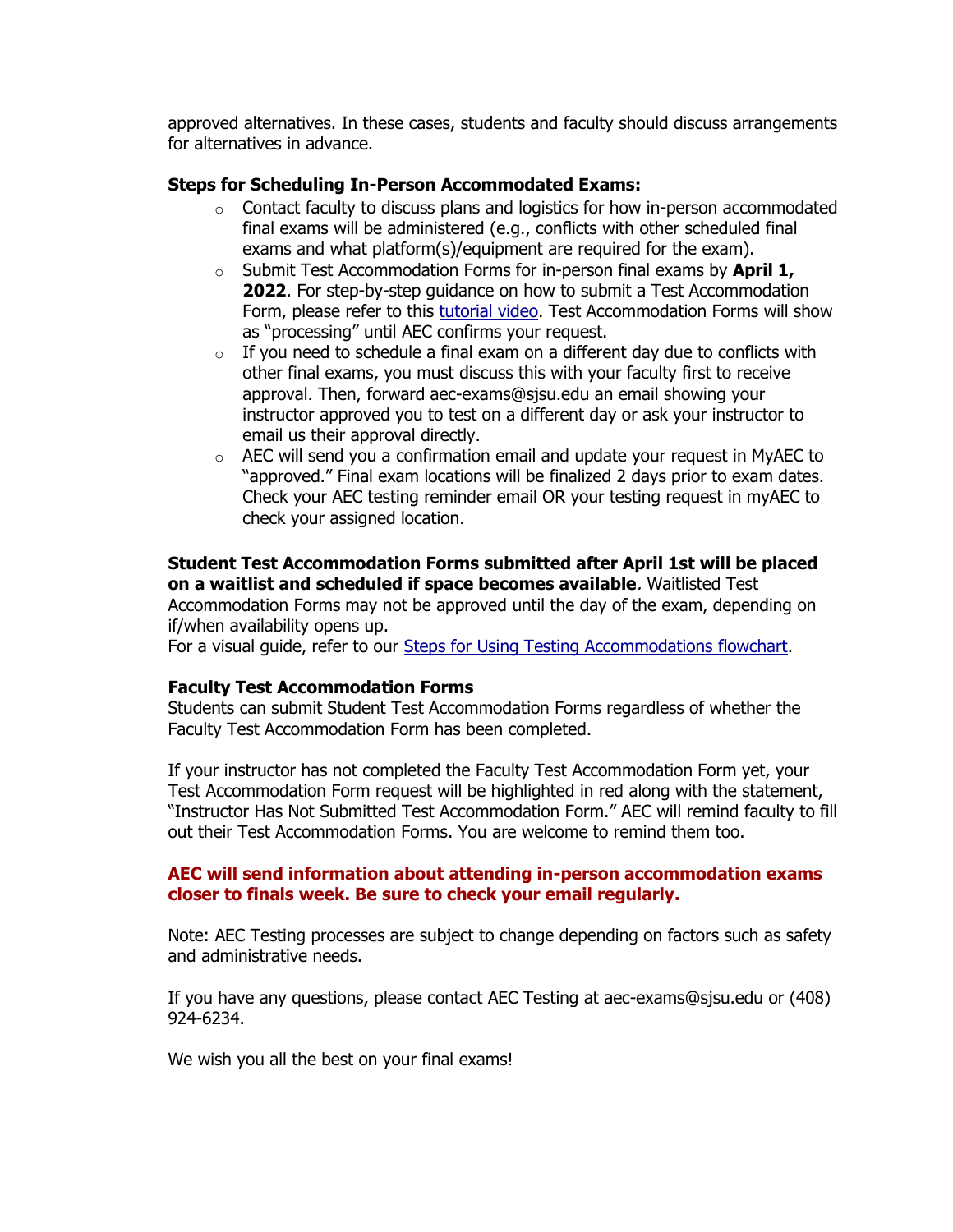approved alternatives. In these cases, students and faculty should discuss arrangements for alternatives in advance.

**Steps for Scheduling In-Person Accommodated Exams:**

- Contact faculty to discuss plans and logistics for how in-person accommodated final exams will be administered (e.g., conflicts with other scheduled final exams and what platform(s)/equipment are required for the exam).
- Submit Test Accommodation Forms for in-person final exams by **April 1, 2022**. For step-by-step guidance on how to submit a Test Accommodation Form, please refer to this tutorial video. Test Accommodation Forms will show as "processing" until AEC confirms your request.
- If you need to schedule a final exam on a different day due to conflicts with other final exams, you must discuss this with your faculty first to receive approval. Then, forward aec-exams@sjsu.edu an email showing your instructor approved you to test on a different day or ask your instructor to email us their approval directly.
- AEC will send you a confirmation email and update your request in MyAEC to "approved." Final exam locations will be finalized 2 days prior to exam dates. Check your AEC testing reminder email OR your testing request in myAEC to check your assigned location.

**Student Test Accommodation Forms submitted after April 1st will be placed on a waitlist and scheduled if space becomes available**. Waitlisted Test Accommodation Forms may not be approved until the day of the exam, depending on if/when availability opens up.
For a visual guide, refer to our Steps for Using Testing Accommodations flowchart.

**Faculty Test Accommodation Forms**
Students can submit Student Test Accommodation Forms regardless of whether the Faculty Test Accommodation Form has been completed.

If your instructor has not completed the Faculty Test Accommodation Form yet, your Test Accommodation Form request will be highlighted in red along with the statement, "Instructor Has Not Submitted Test Accommodation Form." AEC will remind faculty to fill out their Test Accommodation Forms. You are welcome to remind them too.

**AEC will send information about attending in-person accommodation exams closer to finals week. Be sure to check your email regularly.**

Note: AEC Testing processes are subject to change depending on factors such as safety and administrative needs.

If you have any questions, please contact AEC Testing at aec-exams@sjsu.edu or (408) 924-6234.

We wish you all the best on your final exams!